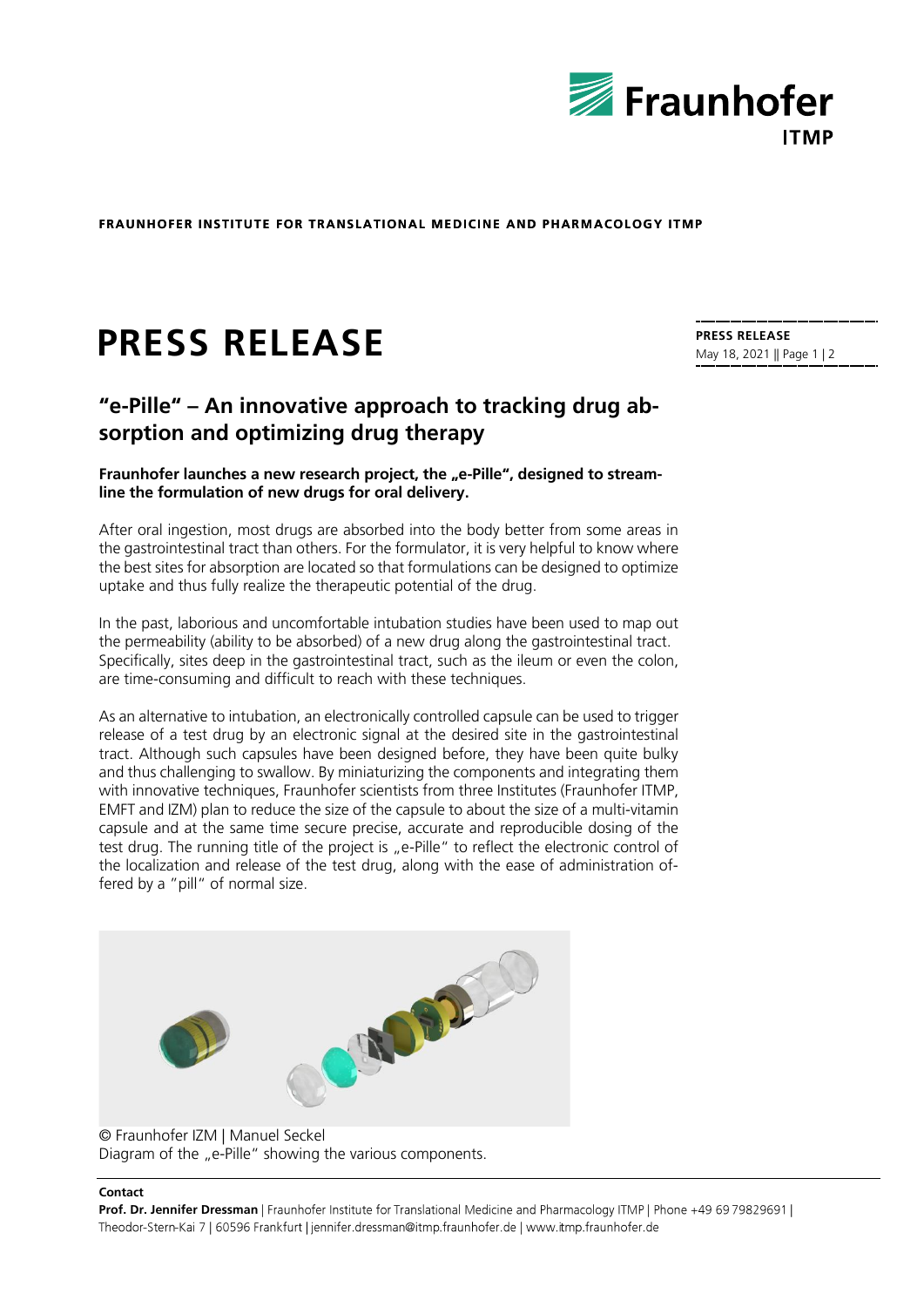FRAUNHOFER INSTITUTE FOR TRANSLATIONAL MEDICINE AND PHARMACOLOGY ITMP

# PRESS RELEASE

**PRESS RELEASE**
May 18, 2021

## "e-Pille" – An innovative approach to tracking drug absorption and optimizing drug therapy

**Fraunhofer launches a new research project, the „e-Pille", designed to streamline the formulation of new drugs for oral delivery.**

After oral ingestion, most drugs are absorbed into the body better from some areas in the gastrointestinal tract than others. For the formulator, it is very helpful to know where the best sites for absorption are located so that formulations can be designed to optimize uptake and thus fully realize the therapeutic potential of the drug.

In the past, laborious and uncomfortable intubation studies have been used to map out the permeability (ability to be absorbed) of a new drug along the gastrointestinal tract. Specifically, sites deep in the gastrointestinal tract, such as the ileum or even the colon, are time-consuming and difficult to reach with these techniques.

As an alternative to intubation, an electronically controlled capsule can be used to trigger release of a test drug by an electronic signal at the desired site in the gastrointestinal tract. Although such capsules have been designed before, they have been quite bulky and thus challenging to swallow. By miniaturizing the components and integrating them with innovative techniques, Fraunhofer scientists from three Institutes (Fraunhofer ITMP, EMFT and IZM) plan to reduce the size of the capsule to about the size of a multi-vitamin capsule and at the same time secure precise, accurate and reproducible dosing of the test drug. The running title of the project is „e-Pille" to reflect the electronic control of the localization and release of the test drug, along with the ease of administration offered by a "pill" of normal size.

© Fraunhofer IZM | Manuel Seckel
Diagram of the „e-Pille" showing the various components.

**Contact**
**Prof. Dr. Jennifer Dressman** | Fraunhofer Institute for Translational Medicine and Pharmacology ITMP | Phone +49 69 79829691 | Theodor-Stern-Kai 7 | 60596 Frankfurt | jennifer.dressman@itmp.fraunhofer.de | www.itmp.fraunhofer.de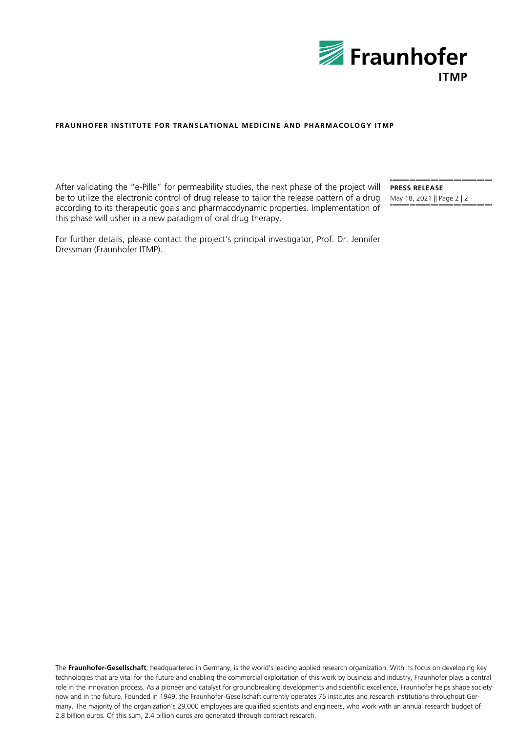After validating the "e-Pille" for permeability studies, the next phase of the project will be to utilize the electronic control of drug release to tailor the release pattern of a drug according to its therapeutic goals and pharmacodynamic properties. Implementation of this phase will usher in a new paradigm of oral drug therapy.

For further details, please contact the project's principal investigator, Prof. Dr. Jennifer Dressman (Fraunhofer ITMP).

The **Fraunhofer-Gesellschaft**, headquartered in Germany, is the world's leading applied research organization. With its focus on developing key technologies that are vital for the future and enabling the commercial exploitation of this work by business and industry, Fraunhofer plays a central role in the innovation process. As a pioneer and catalyst for groundbreaking developments and scientific excellence, Fraunhofer helps shape society now and in the future. Founded in 1949, the Fraunhofer-Gesellschaft currently operates 75 institutes and research institutions throughout Germany. The majority of the organization's 29,000 employees are qualified scientists and engineers, who work with an annual research budget of 2.8 billion euros. Of this sum, 2.4 billion euros are generated through contract research.